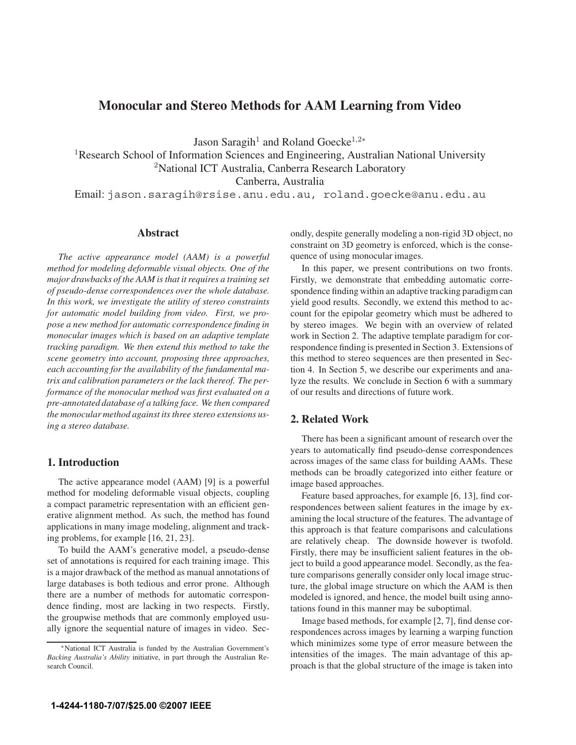# Monocular and Stereo Methods for AAM Learning from Video

Jason Saragih[1] and Roland Goecke[1,2*]

[1]Research School of Information Sciences and Engineering, Australian National University
[2]National ICT Australia, Canberra Research Laboratory
Canberra, Australia

Email: jason.saragih@rsise.anu.edu.au, roland.goecke@anu.edu.au

## Abstract

*The active appearance model (AAM) is a powerful method for modeling deformable visual objects. One of the major drawbacks of the AAM is that it requires a training set of pseudo-dense correspondences over the whole database. In this work, we investigate the utility of stereo constraints for automatic model building from video. First, we propose a new method for automatic correspondence finding in monocular images which is based on an adaptive template tracking paradigm. We then extend this method to take the scene geometry into account, proposing three approaches, each accounting for the availability of the fundamental matrix and calibration parameters or the lack thereof. The performance of the monocular method was first evaluated on a pre-annotated database of a talking face. We then compared the monocular method against its three stereo extensions using a stereo database.*

## 1. Introduction

The active appearance model (AAM) [9] is a powerful method for modeling deformable visual objects, coupling a compact parametric representation with an efficient generative alignment method. As such, the method has found applications in many image modeling, alignment and tracking problems, for example [16, 21, 23].

To build the AAM's generative model, a pseudo-dense set of annotations is required for each training image. This is a major drawback of the method as manual annotations of large databases is both tedious and error prone. Although there are a number of methods for automatic correspondence finding, most are lacking in two respects. Firstly, the groupwise methods that are commonly employed usually ignore the sequential nature of images in video. Secondly, despite generally modeling a non-rigid 3D object, no constraint on 3D geometry is enforced, which is the consequence of using monocular images.

In this paper, we present contributions on two fronts. Firstly, we demonstrate that embedding automatic correspondence finding within an adaptive tracking paradigm can yield good results. Secondly, we extend this method to account for the epipolar geometry which must be adhered to by stereo images. We begin with an overview of related work in Section 2. The adaptive template paradigm for correspondence finding is presented in Section 3. Extensions of this method to stereo sequences are then presented in Section 4. In Section 5, we describe our experiments and analyze the results. We conclude in Section 6 with a summary of our results and directions of future work.

## 2. Related Work

There has been a significant amount of research over the years to automatically find pseudo-dense correspondences across images of the same class for building AAMs. These methods can be broadly categorized into either feature or image based approaches.

Feature based approaches, for example [6, 13], find correspondences between salient features in the image by examining the local structure of the features. The advantage of this approach is that feature comparisons and calculations are relatively cheap. The downside however is twofold. Firstly, there may be insufficient salient features in the object to build a good appearance model. Secondly, as the feature comparisons generally consider only local image structure, the global image structure on which the AAM is then modeled is ignored, and hence, the model built using annotations found in this manner may be suboptimal.

Image based methods, for example [2, 7], find dense correspondences across images by learning a warping function which minimizes some type of error measure between the intensities of the images. The main advantage of this approach is that the global structure of the image is taken into

*National ICT Australia is funded by the Australian Government's *Backing Australia's Ability* initiative, in part through the Australian Research Council.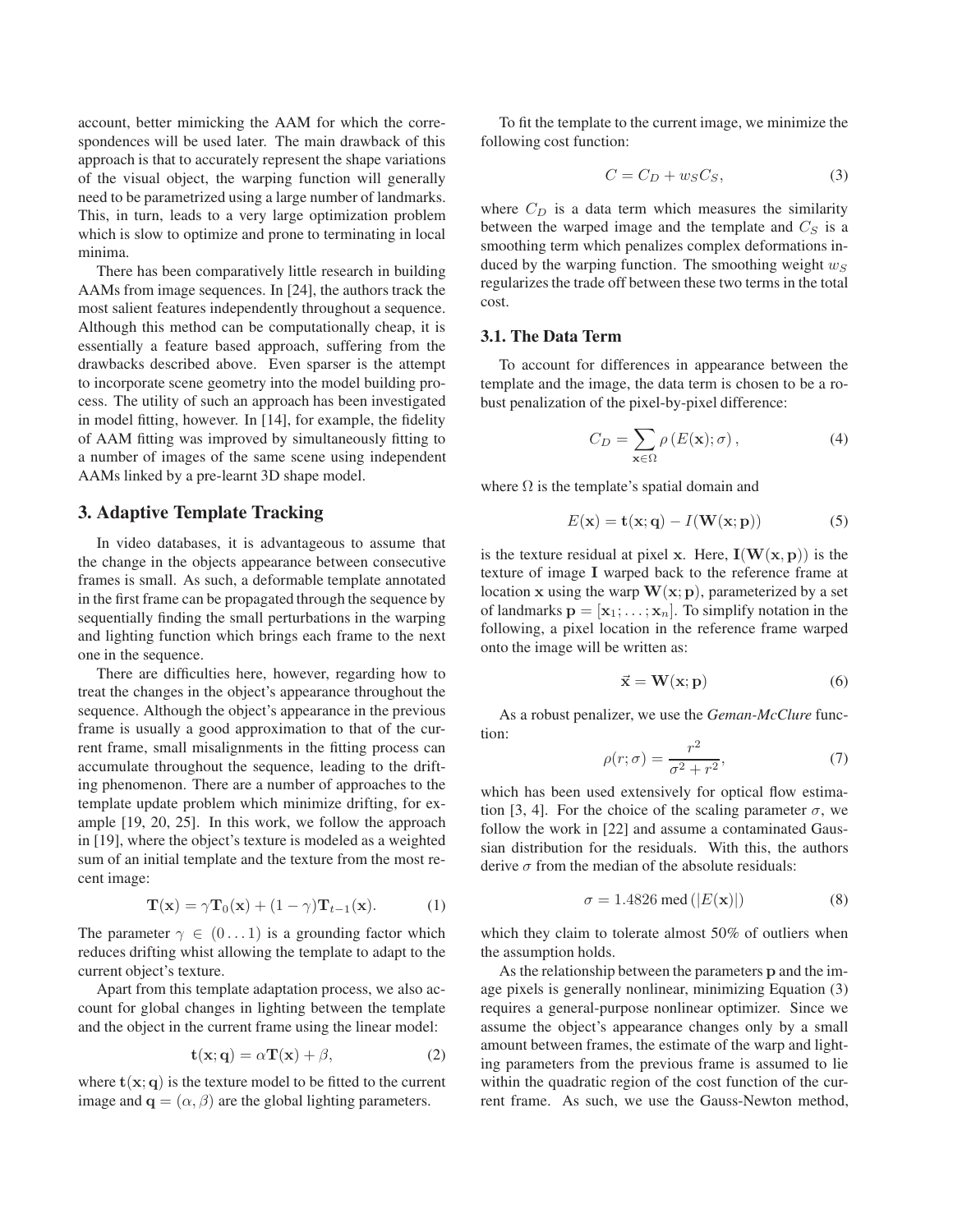account, better mimicking the AAM for which the correspondences will be used later. The main drawback of this approach is that to accurately represent the shape variations of the visual object, the warping function will generally need to be parametrized using a large number of landmarks. This, in turn, leads to a very large optimization problem which is slow to optimize and prone to terminating in local minima.

There has been comparatively little research in building AAMs from image sequences. In [24], the authors track the most salient features independently throughout a sequence. Although this method can be computationally cheap, it is essentially a feature based approach, suffering from the drawbacks described above. Even sparser is the attempt to incorporate scene geometry into the model building process. The utility of such an approach has been investigated in model fitting, however. In [14], for example, the fidelity of AAM fitting was improved by simultaneously fitting to a number of images of the same scene using independent AAMs linked by a pre-learnt 3D shape model.

## 3. Adaptive Template Tracking

In video databases, it is advantageous to assume that the change in the objects appearance between consecutive frames is small. As such, a deformable template annotated in the first frame can be propagated through the sequence by sequentially finding the small perturbations in the warping and lighting function which brings each frame to the next one in the sequence.

There are difficulties here, however, regarding how to treat the changes in the object's appearance throughout the sequence. Although the object's appearance in the previous frame is usually a good approximation to that of the current frame, small misalignments in the fitting process can accumulate throughout the sequence, leading to the drifting phenomenon. There are a number of approaches to the template update problem which minimize drifting, for example [19, 20, 25]. In this work, we follow the approach in [19], where the object's texture is modeled as a weighted sum of an initial template and the texture from the most recent image:

$$\mathbf{T}(\mathbf{x}) = \gamma \mathbf{T}_0(\mathbf{x}) + (1-\gamma)\mathbf{T}_{t-1}(\mathbf{x}). \tag{1}$$

The parameter $\gamma \in (0 \ldots 1)$ is a grounding factor which reduces drifting whist allowing the template to adapt to the current object's texture.

Apart from this template adaptation process, we also account for global changes in lighting between the template and the object in the current frame using the linear model:

$$\mathbf{t}(\mathbf{x};\mathbf{q}) = \alpha \mathbf{T}(\mathbf{x}) + \beta, \tag{2}$$

where $\mathbf{t}(\mathbf{x};\mathbf{q})$ is the texture model to be fitted to the current image and $\mathbf{q} = (\alpha, \beta)$ are the global lighting parameters.

To fit the template to the current image, we minimize the following cost function:

$$C = C_D + w_S C_S, \tag{3}$$

where $C_D$ is a data term which measures the similarity between the warped image and the template and $C_S$ is a smoothing term which penalizes complex deformations induced by the warping function. The smoothing weight $w_S$ regularizes the trade off between these two terms in the total cost.

### 3.1. The Data Term

To account for differences in appearance between the template and the image, the data term is chosen to be a robust penalization of the pixel-by-pixel difference:

$$C_D = \sum_{\mathbf{x} \in \Omega} \rho\left(E(\mathbf{x}); \sigma\right), \tag{4}$$

where $\Omega$ is the template's spatial domain and

$$E(\mathbf{x}) = \mathbf{t}(\mathbf{x};\mathbf{q}) - I(\mathbf{W}(\mathbf{x};\mathbf{p})) \tag{5}$$

is the texture residual at pixel $\mathbf{x}$. Here, $\mathbf{I}(\mathbf{W}(\mathbf{x},\mathbf{p}))$ is the texture of image $\mathbf{I}$ warped back to the reference frame at location $\mathbf{x}$ using the warp $\mathbf{W}(\mathbf{x};\mathbf{p})$, parameterized by a set of landmarks $\mathbf{p} = [\mathbf{x}_1; \ldots; \mathbf{x}_n]$. To simplify notation in the following, a pixel location in the reference frame warped onto the image will be written as:

$$\vec{\mathbf{x}} = \mathbf{W}(\mathbf{x};\mathbf{p}) \tag{6}$$

As a robust penalizer, we use the *Geman-McClure* function:

$$\rho(r;\sigma) = \frac{r^2}{\sigma^2 + r^2}, \tag{7}$$

which has been used extensively for optical flow estimation [3, 4]. For the choice of the scaling parameter $\sigma$, we follow the work in [22] and assume a contaminated Gaussian distribution for the residuals. With this, the authors derive $\sigma$ from the median of the absolute residuals:

$$\sigma = 1.4826 \,\mathrm{med}\left(|E(\mathbf{x})|\right) \tag{8}$$

which they claim to tolerate almost 50% of outliers when the assumption holds.

As the relationship between the parameters $\mathbf{p}$ and the image pixels is generally nonlinear, minimizing Equation (3) requires a general-purpose nonlinear optimizer. Since we assume the object's appearance changes only by a small amount between frames, the estimate of the warp and lighting parameters from the previous frame is assumed to lie within the quadratic region of the cost function of the current frame. As such, we use the Gauss-Newton method,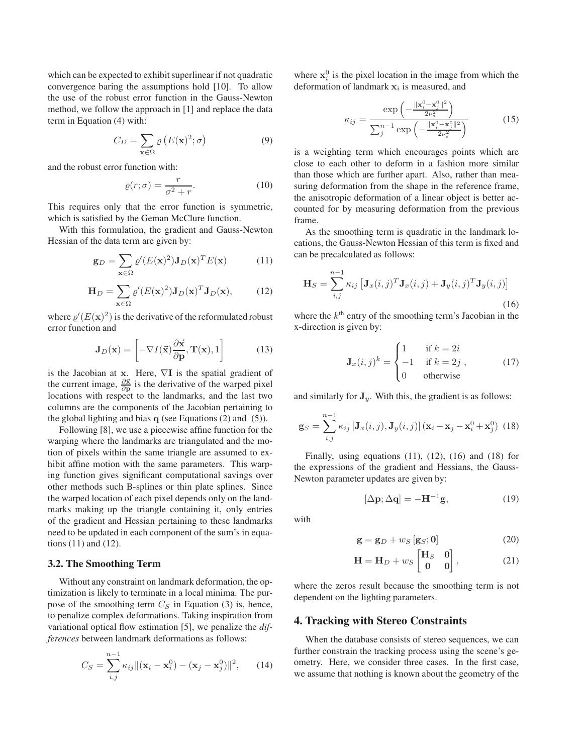which can be expected to exhibit superlinear if not quadratic convergence baring the assumptions hold [10]. To allow the use of the robust error function in the Gauss-Newton method, we follow the approach in [1] and replace the data term in Equation (4) with:

$$C_D = \sum_{\mathbf{x}\in\Omega} \varrho\left(E(\mathbf{x})^2; \sigma\right) \tag{9}$$

and the robust error function with:

$$\varrho(r; \sigma) = \frac{r}{\sigma^2 + r}. \tag{10}$$

This requires only that the error function is symmetric, which is satisfied by the Geman McClure function.

With this formulation, the gradient and Gauss-Newton Hessian of the data term are given by:

$$\mathbf{g}_D = \sum_{\mathbf{x}\in\Omega} \varrho'(E(\mathbf{x})^2)\mathbf{J}_D(\mathbf{x})^T E(\mathbf{x}) \tag{11}$$

$$\mathbf{H}_D = \sum_{\mathbf{x}\in\Omega} \varrho'(E(\mathbf{x})^2)\mathbf{J}_D(\mathbf{x})^T \mathbf{J}_D(\mathbf{x}), \tag{12}$$

where $\varrho'(E(\mathbf{x})^2)$ is the derivative of the reformulated robust error function and

$$\mathbf{J}_D(\mathbf{x}) = \left[-\nabla I(\vec{\mathbf{x}})\frac{\partial \vec{\mathbf{x}}}{\partial \mathbf{p}}, \mathbf{T}(\mathbf{x}), 1\right] \tag{13}$$

is the Jacobian at $\mathbf{x}$. Here, $\nabla \mathbf{I}$ is the spatial gradient of the current image, $\frac{\partial \vec{\mathbf{x}}}{\partial \mathbf{p}}$ is the derivative of the warped pixel locations with respect to the landmarks, and the last two columns are the components of the Jacobian pertaining to the global lighting and bias $\mathbf{q}$ (see Equations (2) and (5)).

Following [8], we use a piecewise affine function for the warping where the landmarks are triangulated and the motion of pixels within the same triangle are assumed to exhibit affine motion with the same parameters. This warping function gives significant computational savings over other methods such B-splines or thin plate splines. Since the warped location of each pixel depends only on the landmarks making up the triangle containing it, only entries of the gradient and Hessian pertaining to these landmarks need to be updated in each component of the sum's in equations (11) and (12).

### 3.2. The Smoothing Term

Without any constraint on landmark deformation, the optimization is likely to terminate in a local minima. The purpose of the smoothing term $C_S$ in Equation (3) is, hence, to penalize complex deformations. Taking inspiration from variational optical flow estimation [5], we penalize the *differences* between landmark deformations as follows:

$$C_S = \sum_{i,j}^{n-1} \kappa_{ij} \|(\mathbf{x}_i - \mathbf{x}_i^0) - (\mathbf{x}_j - \mathbf{x}_j^0)\|^2, \tag{14}$$

where $\mathbf{x}_i^0$ is the pixel location in the image from which the deformation of landmark $\mathbf{x}_i$ is measured, and

$$\kappa_{ij} = \frac{\exp\left(-\frac{\|\mathbf{x}_i^0 - \mathbf{x}_j^0\|^2}{2\nu_s^2}\right)}{\sum_j^{n-1} \exp\left(-\frac{\|\mathbf{x}_i^0 - \mathbf{x}_j^0\|^2}{2\nu_s^2}\right)} \tag{15}$$

is a weighting term which encourages points which are close to each other to deform in a fashion more similar than those which are further apart. Also, rather than measuring deformation from the shape in the reference frame, the anisotropic deformation of a linear object is better accounted for by measuring deformation from the previous frame.

As the smoothing term is quadratic in the landmark locations, the Gauss-Newton Hessian of this term is fixed and can be precalculated as follows:

$$\mathbf{H}_S = \sum_{i,j}^{n-1} \kappa_{ij} \left[\mathbf{J}_x(i,j)^T \mathbf{J}_x(i,j) + \mathbf{J}_y(i,j)^T \mathbf{J}_y(i,j)\right] \tag{16}$$

where the $k^{\text{th}}$ entry of the smoothing term's Jacobian in the x-direction is given by:

$$\mathbf{J}_x(i,j)^k = \begin{cases} 1 & \text{if } k = 2i \\ -1 & \text{if } k = 2j \\ 0 & \text{otherwise} \end{cases}, \tag{17}$$

and similarly for $\mathbf{J}_y$. With this, the gradient is as follows:

$$\mathbf{g}_S = \sum_{i,j}^{n-1} \kappa_{ij} \left[\mathbf{J}_x(i,j), \mathbf{J}_y(i,j)\right] (\mathbf{x}_i - \mathbf{x}_j - \mathbf{x}_i^0 + \mathbf{x}_j^0) \tag{18}$$

Finally, using equations (11), (12), (16) and (18) for the expressions of the gradient and Hessians, the Gauss-Newton parameter updates are given by:

$$[\Delta\mathbf{p}; \Delta\mathbf{q}] = -\mathbf{H}^{-1}\mathbf{g}, \tag{19}$$

with

$$\mathbf{g} = \mathbf{g}_D + w_S\left[\mathbf{g}_S; \mathbf{0}\right] \tag{20}$$

$$\mathbf{H} = \mathbf{H}_D + w_S \begin{bmatrix} \mathbf{H}_S & \mathbf{0} \\ \mathbf{0} & \mathbf{0} \end{bmatrix}, \tag{21}$$

where the zeros result because the smoothing term is not dependent on the lighting parameters.

## 4. Tracking with Stereo Constraints

When the database consists of stereo sequences, we can further constrain the tracking process using the scene's geometry. Here, we consider three cases. In the first case, we assume that nothing is known about the geometry of the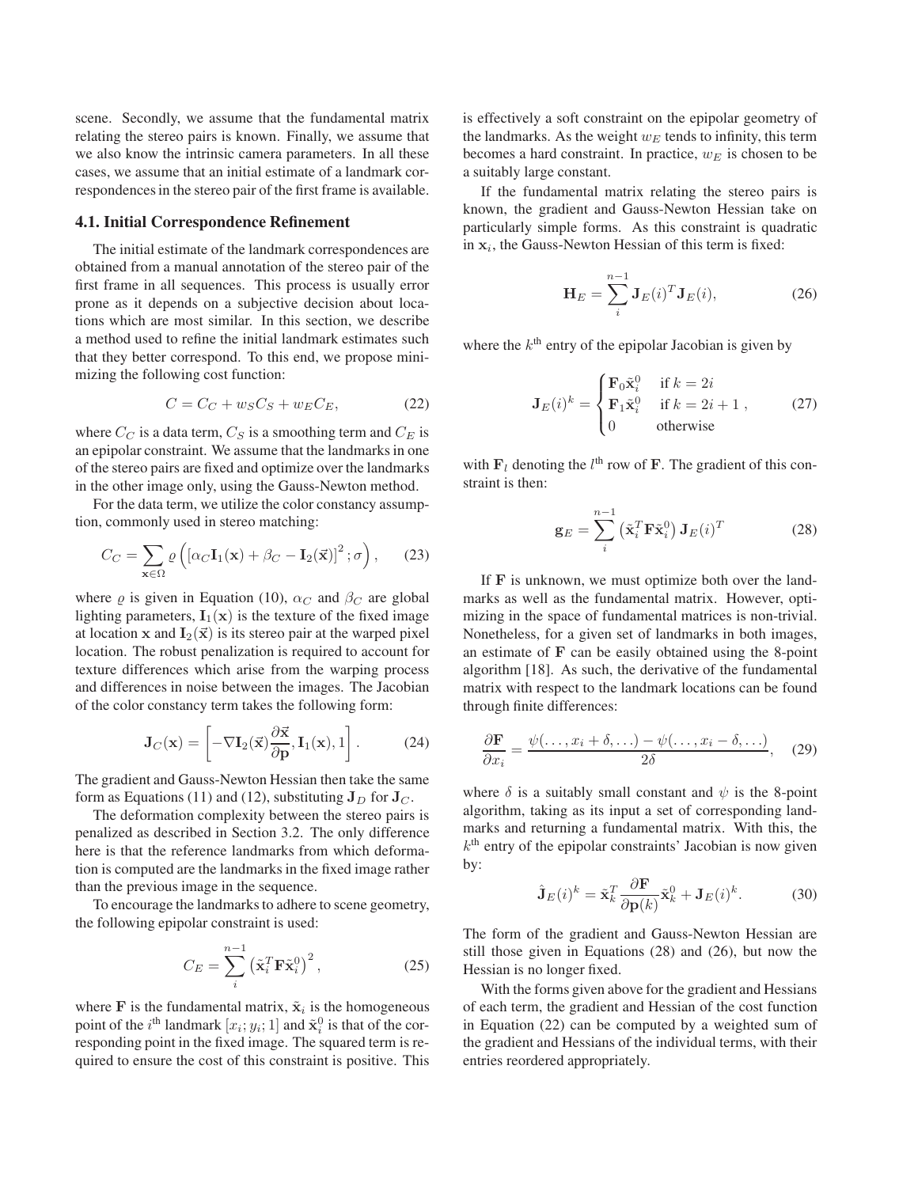scene. Secondly, we assume that the fundamental matrix relating the stereo pairs is known. Finally, we assume that we also know the intrinsic camera parameters. In all these cases, we assume that an initial estimate of a landmark correspondences in the stereo pair of the first frame is available.

### 4.1. Initial Correspondence Refinement

The initial estimate of the landmark correspondences are obtained from a manual annotation of the stereo pair of the first frame in all sequences. This process is usually error prone as it depends on a subjective decision about locations which are most similar. In this section, we describe a method used to refine the initial landmark estimates such that they better correspond. To this end, we propose minimizing the following cost function:

$$C = C_C + w_S C_S + w_E C_E, \tag{22}$$

where $C_C$ is a data term, $C_S$ is a smoothing term and $C_E$ is an epipolar constraint. We assume that the landmarks in one of the stereo pairs are fixed and optimize over the landmarks in the other image only, using the Gauss-Newton method.

For the data term, we utilize the color constancy assumption, commonly used in stereo matching:

$$C_C = \sum_{\mathbf{x} \in \Omega} \varrho \left( \left[ \alpha_C \mathbf{I}_1(\mathbf{x}) + \beta_C - \mathbf{I}_2(\vec{\mathbf{x}}) \right]^2 ; \sigma \right), \tag{23}$$

where $\varrho$ is given in Equation (10), $\alpha_C$ and $\beta_C$ are global lighting parameters, $\mathbf{I}_1(\mathbf{x})$ is the texture of the fixed image at location $\mathbf{x}$ and $\mathbf{I}_2(\vec{\mathbf{x}})$ is its stereo pair at the warped pixel location. The robust penalization is required to account for texture differences which arise from the warping process and differences in noise between the images. The Jacobian of the color constancy term takes the following form:

$$\mathbf{J}_C(\mathbf{x}) = \left[ -\nabla \mathbf{I}_2(\vec{\mathbf{x}}) \frac{\partial \vec{\mathbf{x}}}{\partial \mathbf{p}}, \mathbf{I}_1(\mathbf{x}), 1 \right]. \tag{24}$$

The gradient and Gauss-Newton Hessian then take the same form as Equations (11) and (12), substituting $\mathbf{J}_D$ for $\mathbf{J}_C$.

The deformation complexity between the stereo pairs is penalized as described in Section 3.2. The only difference here is that the reference landmarks from which deformation is computed are the landmarks in the fixed image rather than the previous image in the sequence.

To encourage the landmarks to adhere to scene geometry, the following epipolar constraint is used:

$$C_E = \sum_{i}^{n-1} \left( \tilde{\mathbf{x}}_i^T \mathbf{F} \tilde{\mathbf{x}}_i^0 \right)^2, \tag{25}$$

where $\mathbf{F}$ is the fundamental matrix, $\tilde{\mathbf{x}}_i$ is the homogeneous point of the $i^{\text{th}}$ landmark $[x_i; y_i; 1]$ and $\tilde{\mathbf{x}}_i^0$ is that of the corresponding point in the fixed image. The squared term is required to ensure the cost of this constraint is positive. This is effectively a soft constraint on the epipolar geometry of the landmarks. As the weight $w_E$ tends to infinity, this term becomes a hard constraint. In practice, $w_E$ is chosen to be a suitably large constant.

If the fundamental matrix relating the stereo pairs is known, the gradient and Gauss-Newton Hessian take on particularly simple forms. As this constraint is quadratic in $\mathbf{x}_i$, the Gauss-Newton Hessian of this term is fixed:

$$\mathbf{H}_E = \sum_{i}^{n-1} \mathbf{J}_E(i)^T \mathbf{J}_E(i), \tag{26}$$

where the $k^{\text{th}}$ entry of the epipolar Jacobian is given by

$$\mathbf{J}_E(i)^k = \begin{cases} \mathbf{F}_0 \tilde{\mathbf{x}}_i^0 & \text{if } k = 2i \\ \mathbf{F}_1 \tilde{\mathbf{x}}_i^0 & \text{if } k = 2i+1 \\ 0 & \text{otherwise} \end{cases}, \tag{27}$$

with $\mathbf{F}_l$ denoting the $l^{\text{th}}$ row of $\mathbf{F}$. The gradient of this constraint is then:

$$\mathbf{g}_E = \sum_{i}^{n-1} \left( \tilde{\mathbf{x}}_i^T \mathbf{F} \tilde{\mathbf{x}}_i^0 \right) \mathbf{J}_E(i)^T \tag{28}$$

If $\mathbf{F}$ is unknown, we must optimize both over the landmarks as well as the fundamental matrix. However, optimizing in the space of fundamental matrices is non-trivial. Nonetheless, for a given set of landmarks in both images, an estimate of $\mathbf{F}$ can be easily obtained using the 8-point algorithm [18]. As such, the derivative of the fundamental matrix with respect to the landmark locations can be found through finite differences:

$$\frac{\partial \mathbf{F}}{\partial x_i} = \frac{\psi(\ldots, x_i + \delta, \ldots) - \psi(\ldots, x_i - \delta, \ldots)}{2\delta}, \tag{29}$$

where $\delta$ is a suitably small constant and $\psi$ is the 8-point algorithm, taking as its input a set of corresponding landmarks and returning a fundamental matrix. With this, the $k^{\text{th}}$ entry of the epipolar constraints' Jacobian is now given by:

$$\hat{\mathbf{J}}_E(i)^k = \tilde{\mathbf{x}}_k^T \frac{\partial \mathbf{F}}{\partial \mathbf{p}(k)} \tilde{\mathbf{x}}_k^0 + \mathbf{J}_E(i)^k. \tag{30}$$

The form of the gradient and Gauss-Newton Hessian are still those given in Equations (28) and (26), but now the Hessian is no longer fixed.

With the forms given above for the gradient and Hessians of each term, the gradient and Hessian of the cost function in Equation (22) can be computed by a weighted sum of the gradient and Hessians of the individual terms, with their entries reordered appropriately.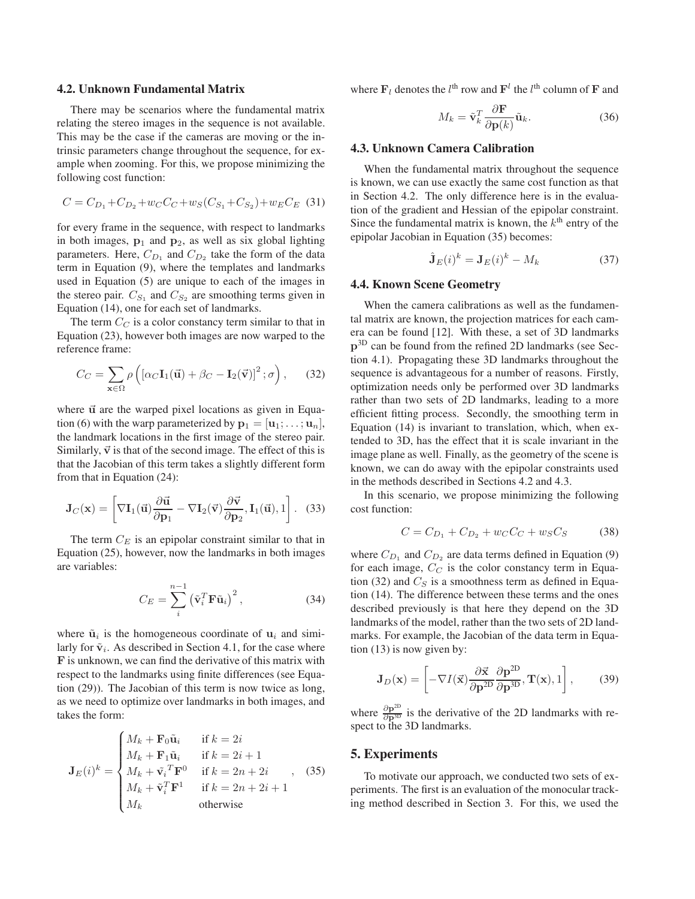### 4.2. Unknown Fundamental Matrix

There may be scenarios where the fundamental matrix relating the stereo images in the sequence is not available. This may be the case if the cameras are moving or the intrinsic parameters change throughout the sequence, for example when zooming. For this, we propose minimizing the following cost function:

$$C = C_{D_1} + C_{D_2} + w_C C_C + w_S (C_{S_1} + C_{S_2}) + w_E C_E \quad (31)$$

for every frame in the sequence, with respect to landmarks in both images, $\mathbf{p}_1$ and $\mathbf{p}_2$, as well as six global lighting parameters. Here, $C_{D_1}$ and $C_{D_2}$ take the form of the data term in Equation (9), where the templates and landmarks used in Equation (5) are unique to each of the images in the stereo pair. $C_{S_1}$ and $C_{S_2}$ are smoothing terms given in Equation (14), one for each set of landmarks.

The term $C_C$ is a color constancy term similar to that in Equation (23), however both images are now warped to the reference frame:

$$C_C = \sum_{\mathbf{x} \in \Omega} \rho \left( \left[ \alpha_C \mathbf{I}_1(\vec{\mathbf{u}}) + \beta_C - \mathbf{I}_2(\vec{\mathbf{v}}) \right]^2 ; \sigma \right), \quad (32)$$

where $\vec{\mathbf{u}}$ are the warped pixel locations as given in Equation (6) with the warp parameterized by $\mathbf{p}_1 = [\mathbf{u}_1; \ldots; \mathbf{u}_n]$, the landmark locations in the first image of the stereo pair. Similarly, $\vec{\mathbf{v}}$ is that of the second image. The effect of this is that the Jacobian of this term takes a slightly different form from that in Equation (24):

$$\mathbf{J}_C(\mathbf{x}) = \left[ \nabla \mathbf{I}_1(\vec{\mathbf{u}}) \frac{\partial \vec{\mathbf{u}}}{\partial \mathbf{p}_1} - \nabla \mathbf{I}_2(\vec{\mathbf{v}}) \frac{\partial \vec{\mathbf{v}}}{\partial \mathbf{p}_2}, \mathbf{I}_1(\vec{\mathbf{u}}), 1 \right]. \quad (33)$$

The term $C_E$ is an epipolar constraint similar to that in Equation (25), however, now the landmarks in both images are variables:

$$C_E = \sum_{i}^{n-1} \left( \tilde{\mathbf{v}}_i^T \mathbf{F} \tilde{\mathbf{u}}_i \right)^2, \quad (34)$$

where $\tilde{\mathbf{u}}_i$ is the homogeneous coordinate of $\mathbf{u}_i$ and similarly for $\tilde{\mathbf{v}}_i$. As described in Section 4.1, for the case where $\mathbf{F}$ is unknown, we can find the derivative of this matrix with respect to the landmarks using finite differences (see Equation (29)). The Jacobian of this term is now twice as long, as we need to optimize over landmarks in both images, and takes the form:

$$\mathbf{J}_E(i)^k = \begin{cases} M_k + \mathbf{F}_0 \tilde{\mathbf{u}}_i & \text{if } k = 2i \\ M_k + \mathbf{F}_1 \tilde{\mathbf{u}}_i & \text{if } k = 2i+1 \\ M_k + \tilde{\mathbf{v}}_i{}^T \mathbf{F}^0 & \text{if } k = 2n+2i \\ M_k + \tilde{\mathbf{v}}_i^T \mathbf{F}^1 & \text{if } k = 2n+2i+1 \\ M_k & \text{otherwise} \end{cases}, \quad (35)$$

where $\mathbf{F}_l$ denotes the $l^{\text{th}}$ row and $\mathbf{F}^l$ the $l^{\text{th}}$ column of $\mathbf{F}$ and

$$M_k = \tilde{\mathbf{v}}_k^T \frac{\partial \mathbf{F}}{\partial \mathbf{p}(k)} \tilde{\mathbf{u}}_k. \quad (36)$$

### 4.3. Unknown Camera Calibration

When the fundamental matrix throughout the sequence is known, we can use exactly the same cost function as that in Section 4.2. The only difference here is in the evaluation of the gradient and Hessian of the epipolar constraint. Since the fundamental matrix is known, the $k^{\text{th}}$ entry of the epipolar Jacobian in Equation (35) becomes:

$$\hat{\mathbf{J}}_E(i)^k = \mathbf{J}_E(i)^k - M_k \quad (37)$$

### 4.4. Known Scene Geometry

When the camera calibrations as well as the fundamental matrix are known, the projection matrices for each camera can be found [12]. With these, a set of 3D landmarks $\mathbf{p}^{\text{3D}}$ can be found from the refined 2D landmarks (see Section 4.1). Propagating these 3D landmarks throughout the sequence is advantageous for a number of reasons. Firstly, optimization needs only be performed over 3D landmarks rather than two sets of 2D landmarks, leading to a more efficient fitting process. Secondly, the smoothing term in Equation (14) is invariant to translation, which, when extended to 3D, has the effect that it is scale invariant in the image plane as well. Finally, as the geometry of the scene is known, we can do away with the epipolar constraints used in the methods described in Sections 4.2 and 4.3.

In this scenario, we propose minimizing the following cost function:

$$C = C_{D_1} + C_{D_2} + w_C C_C + w_S C_S \quad (38)$$

where $C_{D_1}$ and $C_{D_2}$ are data terms defined in Equation (9) for each image, $C_C$ is the color constancy term in Equation (32) and $C_S$ is a smoothness term as defined in Equation (14). The difference between these terms and the ones described previously is that here they depend on the 3D landmarks of the model, rather than the two sets of 2D landmarks. For example, the Jacobian of the data term in Equation (13) is now given by:

$$\mathbf{J}_D(\mathbf{x}) = \left[ -\nabla I(\vec{\mathbf{x}}) \frac{\partial \vec{\mathbf{x}}}{\partial \mathbf{p}^{\text{2D}}} \frac{\partial \mathbf{p}^{\text{2D}}}{\partial \mathbf{p}^{\text{3D}}}, \mathbf{T}(\mathbf{x}), 1 \right], \quad (39)$$

where $\frac{\partial \mathbf{p}^{\text{2D}}}{\partial \mathbf{p}^{\text{3D}}}$ is the derivative of the 2D landmarks with respect to the 3D landmarks.

## 5. Experiments

To motivate our approach, we conducted two sets of experiments. The first is an evaluation of the monocular tracking method described in Section 3. For this, we used the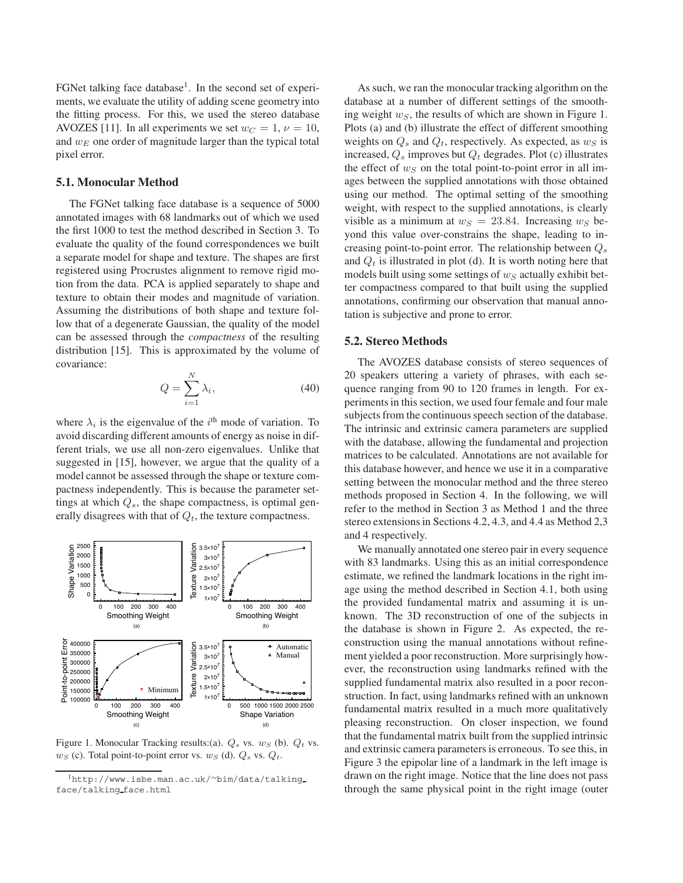FGNet talking face database[1]. In the second set of experiments, we evaluate the utility of adding scene geometry into the fitting process. For this, we used the stereo database AVOZES [11]. In all experiments we set $w_C = 1$, $\nu = 10$, and $w_E$ one order of magnitude larger than the typical total pixel error.

### 5.1. Monocular Method

The FGNet talking face database is a sequence of 5000 annotated images with 68 landmarks out of which we used the first 1000 to test the method described in Section 3. To evaluate the quality of the found correspondences we built a separate model for shape and texture. The shapes are first registered using Procrustes alignment to remove rigid motion from the data. PCA is applied separately to shape and texture to obtain their modes and magnitude of variation. Assuming the distributions of both shape and texture follow that of a degenerate Gaussian, the quality of the model can be assessed through the *compactness* of the resulting distribution [15]. This is approximated by the volume of covariance:

$$Q = \sum_{i=1}^{N} \lambda_i, \tag{40}$$

where $\lambda_i$ is the eigenvalue of the $i^{\text{th}}$ mode of variation. To avoid discarding different amounts of energy as noise in different trials, we use all non-zero eigenvalues. Unlike that suggested in [15], however, we argue that the quality of a model cannot be assessed through the shape or texture compactness independently. This is because the parameter settings at which $Q_s$, the shape compactness, is optimal generally disagrees with that of $Q_t$, the texture compactness.

Figure 1. Monocular Tracking results:(a). $Q_s$ vs. $w_S$ (b). $Q_t$ vs. $w_S$ (c). Total point-to-point error vs. $w_S$ (d). $Q_s$ vs. $Q_t$.

As such, we ran the monocular tracking algorithm on the database at a number of different settings of the smoothing weight $w_S$, the results of which are shown in Figure 1. Plots (a) and (b) illustrate the effect of different smoothing weights on $Q_s$ and $Q_t$, respectively. As expected, as $w_S$ is increased, $Q_s$ improves but $Q_t$ degrades. Plot (c) illustrates the effect of $w_S$ on the total point-to-point error in all images between the supplied annotations with those obtained using our method. The optimal setting of the smoothing weight, with respect to the supplied annotations, is clearly visible as a minimum at $w_S = 23.84$. Increasing $w_S$ beyond this value over-constrains the shape, leading to increasing point-to-point error. The relationship between $Q_s$ and $Q_t$ is illustrated in plot (d). It is worth noting here that models built using some settings of $w_S$ actually exhibit better compactness compared to that built using the supplied annotations, confirming our observation that manual annotation is subjective and prone to error.

### 5.2. Stereo Methods

The AVOZES database consists of stereo sequences of 20 speakers uttering a variety of phrases, with each sequence ranging from 90 to 120 frames in length. For experiments in this section, we used four female and four male subjects from the continuous speech section of the database. The intrinsic and extrinsic camera parameters are supplied with the database, allowing the fundamental and projection matrices to be calculated. Annotations are not available for this database however, and hence we use it in a comparative setting between the monocular method and the three stereo methods proposed in Section 4. In the following, we will refer to the method in Section 3 as Method 1 and the three stereo extensions in Sections 4.2, 4.3, and 4.4 as Method 2,3 and 4 respectively.

We manually annotated one stereo pair in every sequence with 83 landmarks. Using this as an initial correspondence estimate, we refined the landmark locations in the right image using the method described in Section 4.1, both using the provided fundamental matrix and assuming it is unknown. The 3D reconstruction of one of the subjects in the database is shown in Figure 2. As expected, the reconstruction using the manual annotations without refinement yielded a poor reconstruction. More surprisingly however, the reconstruction using landmarks refined with the supplied fundamental matrix also resulted in a poor reconstruction. In fact, using landmarks refined with an unknown fundamental matrix resulted in a much more qualitatively pleasing reconstruction. On closer inspection, we found that the fundamental matrix built from the supplied intrinsic and extrinsic camera parameters is erroneous. To see this, in Figure 3 the epipolar line of a landmark in the left image is drawn on the right image. Notice that the line does not pass through the same physical point in the right image (outer

[1] http://www.isbe.man.ac.uk/~bim/data/talking_face/talking_face.html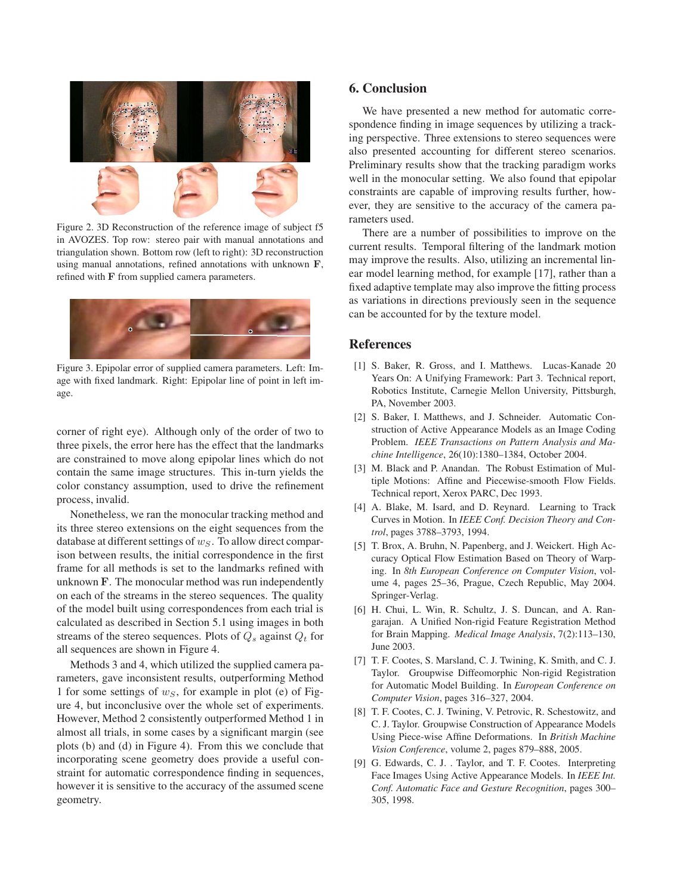Figure 2. 3D Reconstruction of the reference image of subject f5 in AVOZES. Top row: stereo pair with manual annotations and triangulation shown. Bottom row (left to right): 3D reconstruction using manual annotations, refined annotations with unknown $\mathbf{F}$, refined with $\mathbf{F}$ from supplied camera parameters.

Figure 3. Epipolar error of supplied camera parameters. Left: Image with fixed landmark. Right: Epipolar line of point in left image.

corner of right eye). Although only of the order of two to three pixels, the error here has the effect that the landmarks are constrained to move along epipolar lines which do not contain the same image structures. This in-turn yields the color constancy assumption, used to drive the refinement process, invalid.

Nonetheless, we ran the monocular tracking method and its three stereo extensions on the eight sequences from the database at different settings of $w_S$. To allow direct comparison between results, the initial correspondence in the first frame for all methods is set to the landmarks refined with unknown $\mathbf{F}$. The monocular method was run independently on each of the streams in the stereo sequences. The quality of the model built using correspondences from each trial is calculated as described in Section 5.1 using images in both streams of the stereo sequences. Plots of $Q_s$ against $Q_t$ for all sequences are shown in Figure 4.

Methods 3 and 4, which utilized the supplied camera parameters, gave inconsistent results, outperforming Method 1 for some settings of $w_S$, for example in plot (e) of Figure 4, but inconclusive over the whole set of experiments. However, Method 2 consistently outperformed Method 1 in almost all trials, in some cases by a significant margin (see plots (b) and (d) in Figure 4). From this we conclude that incorporating scene geometry does provide a useful constraint for automatic correspondence finding in sequences, however it is sensitive to the accuracy of the assumed scene geometry.

## 6. Conclusion

We have presented a new method for automatic correspondence finding in image sequences by utilizing a tracking perspective. Three extensions to stereo sequences were also presented accounting for different stereo scenarios. Preliminary results show that the tracking paradigm works well in the monocular setting. We also found that epipolar constraints are capable of improving results further, however, they are sensitive to the accuracy of the camera parameters used.

There are a number of possibilities to improve on the current results. Temporal filtering of the landmark motion may improve the results. Also, utilizing an incremental linear model learning method, for example [17], rather than a fixed adaptive template may also improve the fitting process as variations in directions previously seen in the sequence can be accounted for by the texture model.

## References

[1] S. Baker, R. Gross, and I. Matthews. Lucas-Kanade 20 Years On: A Unifying Framework: Part 3. Technical report, Robotics Institute, Carnegie Mellon University, Pittsburgh, PA, November 2003.

[2] S. Baker, I. Matthews, and J. Schneider. Automatic Construction of Active Appearance Models as an Image Coding Problem. *IEEE Transactions on Pattern Analysis and Machine Intelligence*, 26(10):1380–1384, October 2004.

[3] M. Black and P. Anandan. The Robust Estimation of Multiple Motions: Affine and Piecewise-smooth Flow Fields. Technical report, Xerox PARC, Dec 1993.

[4] A. Blake, M. Isard, and D. Reynard. Learning to Track Curves in Motion. In *IEEE Conf. Decision Theory and Control*, pages 3788–3793, 1994.

[5] T. Brox, A. Bruhn, N. Papenberg, and J. Weickert. High Accuracy Optical Flow Estimation Based on Theory of Warping. In *8th European Conference on Computer Vision*, volume 4, pages 25–36, Prague, Czech Republic, May 2004. Springer-Verlag.

[6] H. Chui, L. Win, R. Schultz, J. S. Duncan, and A. Rangarajan. A Unified Non-rigid Feature Registration Method for Brain Mapping. *Medical Image Analysis*, 7(2):113–130, June 2003.

[7] T. F. Cootes, S. Marsland, C. J. Twining, K. Smith, and C. J. Taylor. Groupwise Diffeomorphic Non-rigid Registration for Automatic Model Building. In *European Conference on Computer Vision*, pages 316–327, 2004.

[8] T. F. Cootes, C. J. Twining, V. Petrovic, R. Schestowitz, and C. J. Taylor. Groupwise Construction of Appearance Models Using Piece-wise Affine Deformations. In *British Machine Vision Conference*, volume 2, pages 879–888, 2005.

[9] G. Edwards, C. J. . Taylor, and T. F. Cootes. Interpreting Face Images Using Active Appearance Models. In *IEEE Int. Conf. Automatic Face and Gesture Recognition*, pages 300–305, 1998.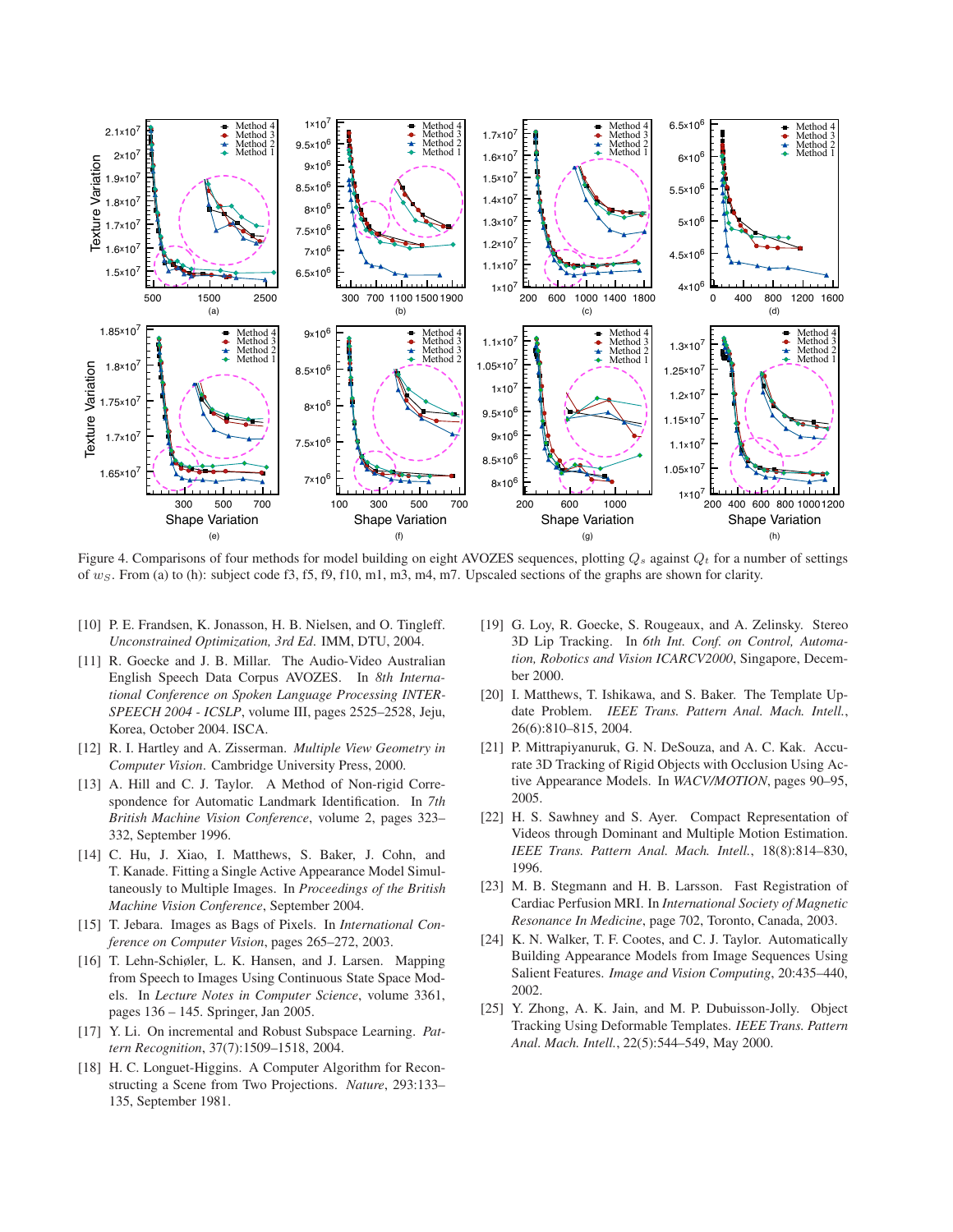Texture Variation

Method 4
Method 3
Method 2
Method 1

(a) 2.1x10^7, 2x10^7, 1.9x10^7, 1.8x10^7, 1.7x10^7, 1.6x10^7, 1.5x10^7; 500, 1500, 2500

(b) 1x10^7, 9.5x10^6, 9x10^6, 8.5x10^6, 8x10^6, 7.5x10^6, 7x10^6, 6.5x10^6; 300, 700, 1100, 1500, 1900

(c) 1.7x10^7, 1.6x10^7, 1.5x10^7, 1.4x10^7, 1.3x10^7, 1.2x10^7, 1.1x10^7, 1x10^7; 200, 600, 1000, 1400, 1800

(d) 6.5x10^6, 6x10^6, 5.5x10^6, 5x10^6, 4.5x10^6, 4x10^6; 0, 400, 800, 1200, 1600

(e) 1.85x10^7, 1.8x10^7, 1.75x10^7, 1.7x10^7, 1.65x10^7; 300, 500, 700

(f) 9x10^6, 8.5x10^6, 8x10^6, 7.5x10^6, 7x10^6; 100, 300, 500, 700

(g) 1.1x10^7, 1.05x10^7, 1x10^7, 9.5x10^6, 9x10^6, 8.5x10^6, 8x10^6; 200, 600, 1000

(h) 1.3x10^7, 1.25x10^7, 1.2x10^7, 1.15x10^7, 1.1x10^7, 1.05x10^7, 1x10^7; 200, 400, 600, 800, 1000, 1200

Shape Variation

Figure 4. Comparisons of four methods for model building on eight AVOZES sequences, plotting $Q_s$ against $Q_t$ for a number of settings of $w_S$. From (a) to (h): subject code f3, f5, f9, f10, m1, m3, m4, m7. Upscaled sections of the graphs are shown for clarity.

[10] P. E. Frandsen, K. Jonasson, H. B. Nielsen, and O. Tingleff. *Unconstrained Optimization, 3rd Ed.* IMM, DTU, 2004.

[11] R. Goecke and J. B. Millar. The Audio-Video Australian English Speech Data Corpus AVOZES. In *8th International Conference on Spoken Language Processing INTERSPEECH 2004 - ICSLP*, volume III, pages 2525–2528, Jeju, Korea, October 2004. ISCA.

[12] R. I. Hartley and A. Zisserman. *Multiple View Geometry in Computer Vision*. Cambridge University Press, 2000.

[13] A. Hill and C. J. Taylor. A Method of Non-rigid Correspondence for Automatic Landmark Identification. In *7th British Machine Vision Conference*, volume 2, pages 323–332, September 1996.

[14] C. Hu, J. Xiao, I. Matthews, S. Baker, J. Cohn, and T. Kanade. Fitting a Single Active Appearance Model Simultaneously to Multiple Images. In *Proceedings of the British Machine Vision Conference*, September 2004.

[15] T. Jebara. Images as Bags of Pixels. In *International Conference on Computer Vision*, pages 265–272, 2003.

[16] T. Lehn-Schiøler, L. K. Hansen, and J. Larsen. Mapping from Speech to Images Using Continuous State Space Models. In *Lecture Notes in Computer Science*, volume 3361, pages 136 – 145. Springer, Jan 2005.

[17] Y. Li. On incremental and Robust Subspace Learning. *Pattern Recognition*, 37(7):1509–1518, 2004.

[18] H. C. Longuet-Higgins. A Computer Algorithm for Reconstructing a Scene from Two Projections. *Nature*, 293:133–135, September 1981.

[19] G. Loy, R. Goecke, S. Rougeaux, and A. Zelinsky. Stereo 3D Lip Tracking. In *6th Int. Conf. on Control, Automation, Robotics and Vision ICARCV2000*, Singapore, December 2000.

[20] I. Matthews, T. Ishikawa, and S. Baker. The Template Update Problem. *IEEE Trans. Pattern Anal. Mach. Intell.*, 26(6):810–815, 2004.

[21] P. Mittrapiyanuruk, G. N. DeSouza, and A. C. Kak. Accurate 3D Tracking of Rigid Objects with Occlusion Using Active Appearance Models. In *WACV/MOTION*, pages 90–95, 2005.

[22] H. S. Sawhney and S. Ayer. Compact Representation of Videos through Dominant and Multiple Motion Estimation. *IEEE Trans. Pattern Anal. Mach. Intell.*, 18(8):814–830, 1996.

[23] M. B. Stegmann and H. B. Larsson. Fast Registration of Cardiac Perfusion MRI. In *International Society of Magnetic Resonance In Medicine*, page 702, Toronto, Canada, 2003.

[24] K. N. Walker, T. F. Cootes, and C. J. Taylor. Automatically Building Appearance Models from Image Sequences Using Salient Features. *Image and Vision Computing*, 20:435–440, 2002.

[25] Y. Zhong, A. K. Jain, and M. P. Dubuisson-Jolly. Object Tracking Using Deformable Templates. *IEEE Trans. Pattern Anal. Mach. Intell.*, 22(5):544–549, May 2000.